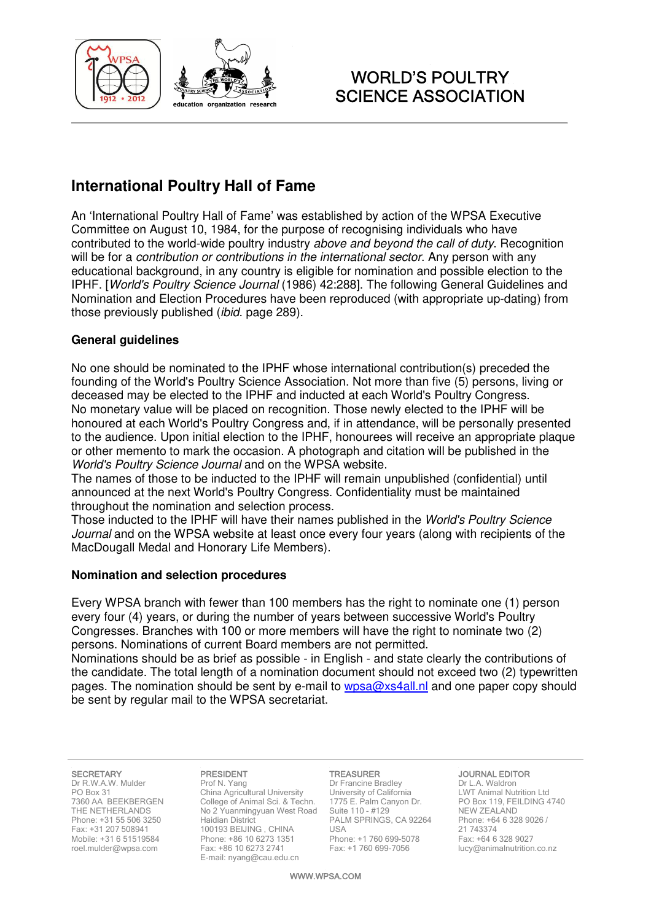# WORLD'S POULTRY SCIENCE ASSOCIATION

## International Poultry Hall of Fame

An 'International Poultry Hall of Fame' was established by action of the WPSA Executive Committee on August 10, 1984, for the purpose of recognising individuals who have contributed to the world-wide poultry industry *above and beyond the call of duty*. Recognition will be for a *contribution or contributions in the international sector*. Any person with any educational background, in any country is eligible for nomination and possible election to the IPHF. [*World's Poultry Science Journal* (1986) 42:288]. The following General Guidelines and Nomination and Election Procedures have been reproduced (with appropriate up-dating) from those previously published (*ibid.* page 289).

### General guidelines

No one should be nominated to the IPHF whose international contribution(s) preceded the founding of the World's Poultry Science Association. Not more than five (5) persons, living or deceased may be elected to the IPHF and inducted at each World's Poultry Congress.
No monetary value will be placed on recognition. Those newly elected to the IPHF will be honoured at each World's Poultry Congress and, if in attendance, will be personally presented to the audience. Upon initial election to the IPHF, honourees will receive an appropriate plaque or other memento to mark the occasion. A photograph and citation will be published in the *World's Poultry Science Journal* and on the WPSA website.
The names of those to be inducted to the IPHF will remain unpublished (confidential) until announced at the next World's Poultry Congress. Confidentiality must be maintained throughout the nomination and selection process.
Those inducted to the IPHF will have their names published in the *World's Poultry Science Journal* and on the WPSA website at least once every four years (along with recipients of the MacDougall Medal and Honorary Life Members).

### Nomination and selection procedures

Every WPSA branch with fewer than 100 members has the right to nominate one (1) person every four (4) years, or during the number of years between successive World's Poultry Congresses. Branches with 100 or more members will have the right to nominate two (2) persons. Nominations of current Board members are not permitted.
Nominations should be as brief as possible - in English - and state clearly the contributions of the candidate. The total length of a nomination document should not exceed two (2) typewritten pages. The nomination should be sent by e-mail to wpsa@xs4all.nl and one paper copy should be sent by regular mail to the WPSA secretariat.

SECRETARY
Dr R.W.A.W. Mulder
PO Box 31
7360 AA BEEKBERGEN
THE NETHERLANDS
Phone: +31 55 506 3250
Fax: +31 207 508941
Mobile: +31 6 51519584
roel.mulder@wpsa.com

PRESIDENT
Prof N. Yang
China Agricultural University
College of Animal Sci. & Techn.
No 2 Yuanmingyuan West Road
Haidian District
100193 BEIJING , CHINA
Phone: +86 10 6273 1351
Fax: +86 10 6273 2741
E-mail: nyang@cau.edu.cn

TREASURER
Dr Francine Bradley
University of California
1775 E. Palm Canyon Dr.
Suite 110 - #129
PALM SPRINGS, CA 92264
USA
Phone: +1 760 699-5078
Fax: +1 760 699-7056

JOURNAL EDITOR
Dr L.A. Waldron
LWT Animal Nutrition Ltd
PO Box 119, FEILDING 4740
NEW ZEALAND
Phone: +64 6 328 9026 / 21 743374
Fax: +64 6 328 9027
lucy@animalnutrition.co.nz

WWW.WPSA.COM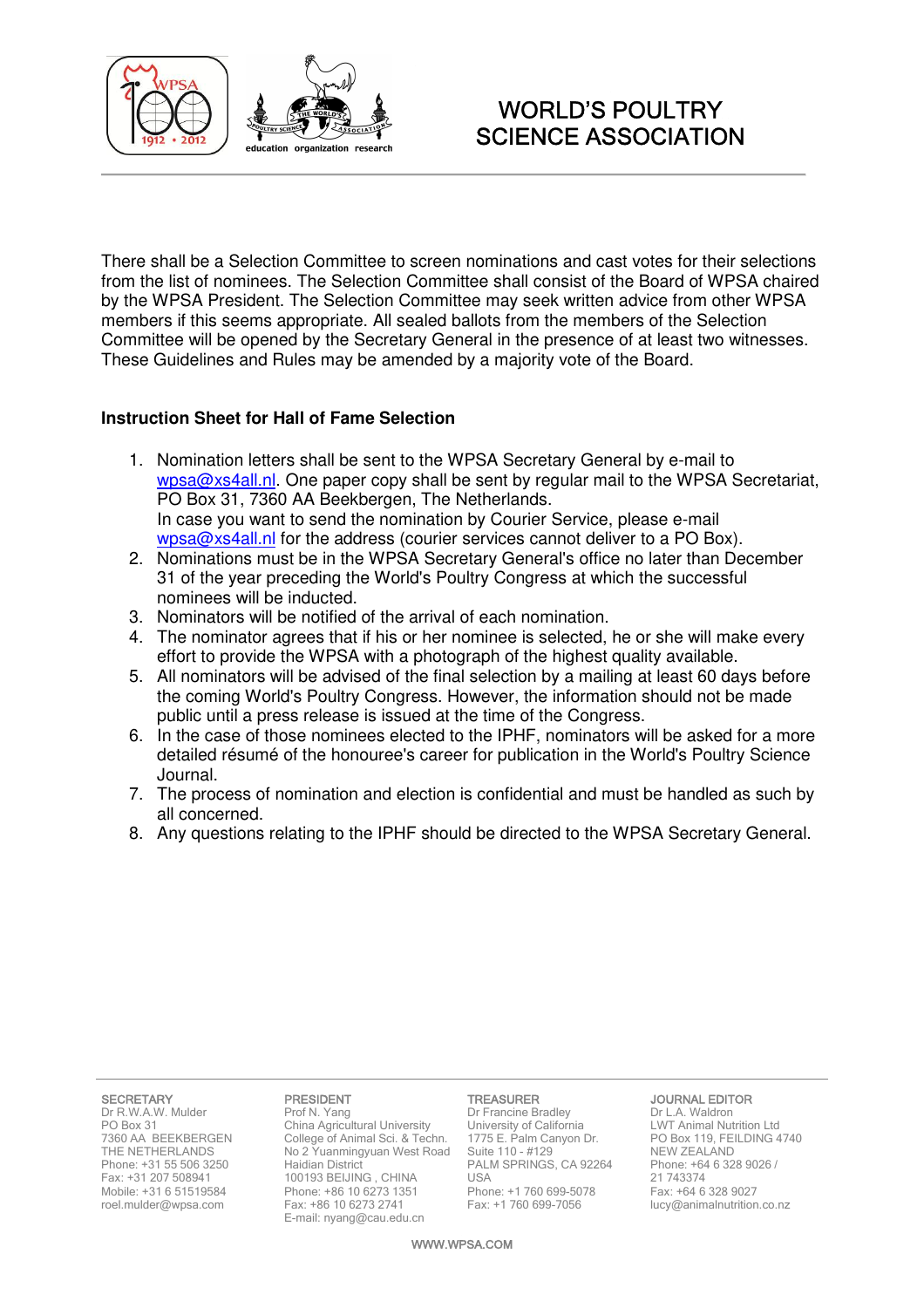There shall be a Selection Committee to screen nominations and cast votes for their selections from the list of nominees. The Selection Committee shall consist of the Board of WPSA chaired by the WPSA President. The Selection Committee may seek written advice from other WPSA members if this seems appropriate. All sealed ballots from the members of the Selection Committee will be opened by the Secretary General in the presence of at least two witnesses. These Guidelines and Rules may be amended by a majority vote of the Board.

**Instruction Sheet for Hall of Fame Selection**

1. Nomination letters shall be sent to the WPSA Secretary General by e-mail to wpsa@xs4all.nl. One paper copy shall be sent by regular mail to the WPSA Secretariat, PO Box 31, 7360 AA Beekbergen, The Netherlands.
   In case you want to send the nomination by Courier Service, please e-mail wpsa@xs4all.nl for the address (courier services cannot deliver to a PO Box).
2. Nominations must be in the WPSA Secretary General's office no later than December 31 of the year preceding the World's Poultry Congress at which the successful nominees will be inducted.
3. Nominators will be notified of the arrival of each nomination.
4. The nominator agrees that if his or her nominee is selected, he or she will make every effort to provide the WPSA with a photograph of the highest quality available.
5. All nominators will be advised of the final selection by a mailing at least 60 days before the coming World's Poultry Congress. However, the information should not be made public until a press release is issued at the time of the Congress.
6. In the case of those nominees elected to the IPHF, nominators will be asked for a more detailed résumé of the honouree's career for publication in the World's Poultry Science Journal.
7. The process of nomination and election is confidential and must be handled as such by all concerned.
8. Any questions relating to the IPHF should be directed to the WPSA Secretary General.